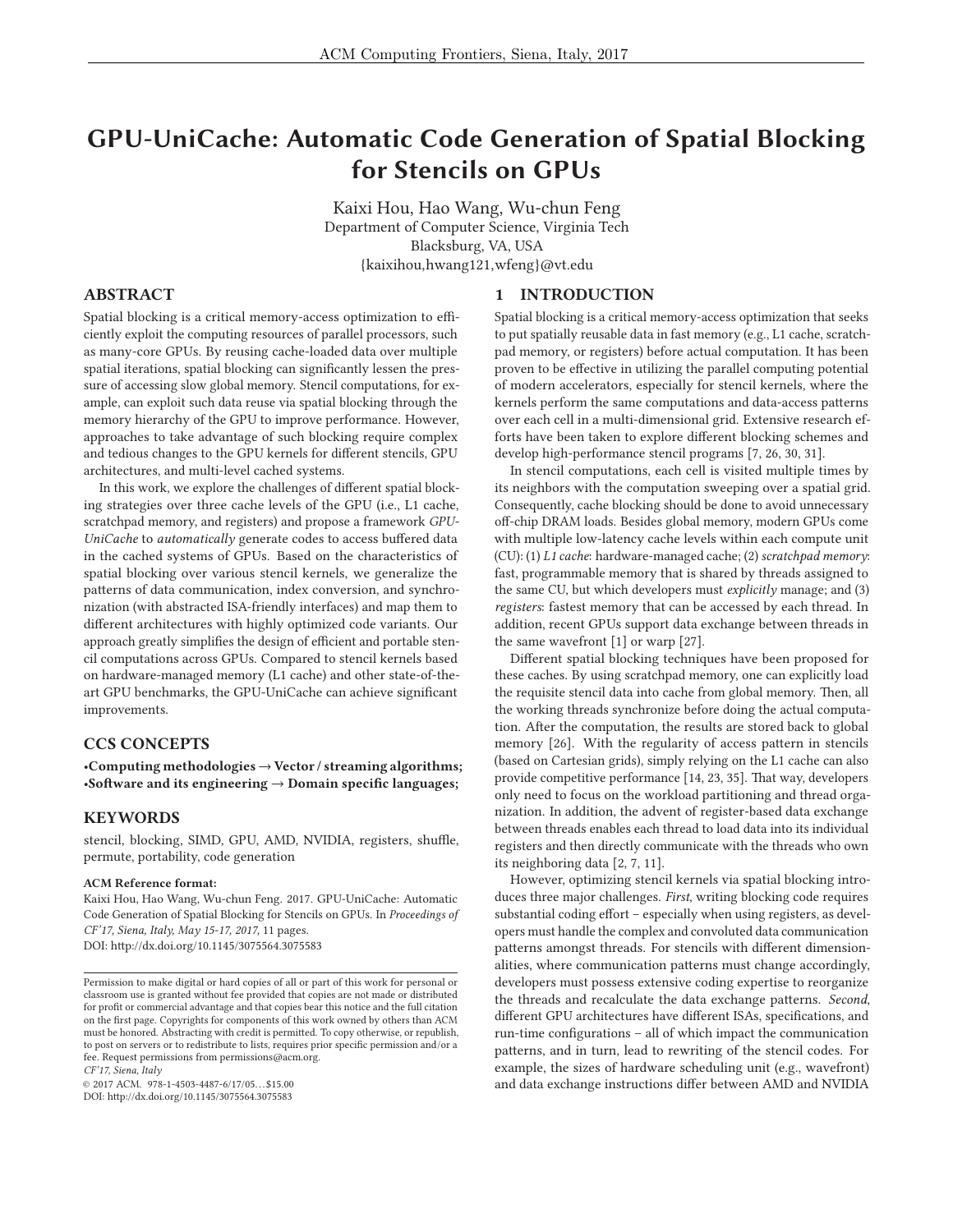# GPU-UniCache: Automatic Code Generation of Spatial Blocking for Stencils on GPUs

Kaixi Hou, Hao Wang, Wu-chun Feng
Department of Computer Science, Virginia Tech
Blacksburg, VA, USA
{kaixihou,hwang121,wfeng}@vt.edu

## ABSTRACT

Spatial blocking is a critical memory-access optimization to efficiently exploit the computing resources of parallel processors, such as many-core GPUs. By reusing cache-loaded data over multiple spatial iterations, spatial blocking can significantly lessen the pressure of accessing slow global memory. Stencil computations, for example, can exploit such data reuse via spatial blocking through the memory hierarchy of the GPU to improve performance. However, approaches to take advantage of such blocking require complex and tedious changes to the GPU kernels for different stencils, GPU architectures, and multi-level cached systems.

In this work, we explore the challenges of different spatial blocking strategies over three cache levels of the GPU (i.e., L1 cache, scratchpad memory, and registers) and propose a framework *GPU-UniCache* to *automatically* generate codes to access buffered data in the cached systems of GPUs. Based on the characteristics of spatial blocking over various stencil kernels, we generalize the patterns of data communication, index conversion, and synchronization (with abstracted ISA-friendly interfaces) and map them to different architectures with highly optimized code variants. Our approach greatly simplifies the design of efficient and portable stencil computations across GPUs. Compared to stencil kernels based on hardware-managed memory (L1 cache) and other state-of-the-art GPU benchmarks, the GPU-UniCache can achieve significant improvements.

## CCS CONCEPTS

**•Computing methodologies → Vector / streaming algorithms; •Software and its engineering → Domain specific languages;**

## KEYWORDS

stencil, blocking, SIMD, GPU, AMD, NVIDIA, registers, shuffle, permute, portability, code generation

**ACM Reference format:**
Kaixi Hou, Hao Wang, Wu-chun Feng. 2017. GPU-UniCache: Automatic Code Generation of Spatial Blocking for Stencils on GPUs. In *Proceedings of CF'17, Siena, Italy, May 15-17, 2017,* 11 pages.
DOI: http://dx.doi.org/10.1145/3075564.3075583

Permission to make digital or hard copies of all or part of this work for personal or classroom use is granted without fee provided that copies are not made or distributed for profit or commercial advantage and that copies bear this notice and the full citation on the first page. Copyrights for components of this work owned by others than ACM must be honored. Abstracting with credit is permitted. To copy otherwise, or republish, to post on servers or to redistribute to lists, requires prior specific permission and/or a fee. Request permissions from permissions@acm.org.
*CF'17, Siena, Italy*
© 2017 ACM. 978-1-4503-4487-6/17/05...$15.00
DOI: http://dx.doi.org/10.1145/3075564.3075583

## 1 INTRODUCTION

Spatial blocking is a critical memory-access optimization that seeks to put spatially reusable data in fast memory (e.g., L1 cache, scratchpad memory, or registers) before actual computation. It has been proven to be effective in utilizing the parallel computing potential of modern accelerators, especially for stencil kernels, where the kernels perform the same computations and data-access patterns over each cell in a multi-dimensional grid. Extensive research efforts have been taken to explore different blocking schemes and develop high-performance stencil programs [7, 26, 30, 31].

In stencil computations, each cell is visited multiple times by its neighbors with the computation sweeping over a spatial grid. Consequently, cache blocking should be done to avoid unnecessary off-chip DRAM loads. Besides global memory, modern GPUs come with multiple low-latency cache levels within each compute unit (CU): (1) *L1 cache*: hardware-managed cache; (2) *scratchpad memory*: fast, programmable memory that is shared by threads assigned to the same CU, but which developers must *explicitly* manage; and (3) *registers*: fastest memory that can be accessed by each thread. In addition, recent GPUs support data exchange between threads in the same wavefront [1] or warp [27].

Different spatial blocking techniques have been proposed for these caches. By using scratchpad memory, one can explicitly load the requisite stencil data into cache from global memory. Then, all the working threads synchronize before doing the actual computation. After the computation, the results are stored back to global memory [26]. With the regularity of access pattern in stencils (based on Cartesian grids), simply relying on the L1 cache can also provide competitive performance [14, 23, 35]. That way, developers only need to focus on the workload partitioning and thread organization. In addition, the advent of register-based data exchange between threads enables each thread to load data into its individual registers and then directly communicate with the threads who own its neighboring data [2, 7, 11].

However, optimizing stencil kernels via spatial blocking introduces three major challenges. *First*, writing blocking code requires substantial coding effort – especially when using registers, as developers must handle the complex and convoluted data communication patterns amongst threads. For stencils with different dimensionalities, where communication patterns must change accordingly, developers must possess extensive coding expertise to reorganize the threads and recalculate the data exchange patterns. *Second*, different GPU architectures have different ISAs, specifications, and run-time configurations – all of which impact the communication patterns, and in turn, lead to rewriting of the stencil codes. For example, the sizes of hardware scheduling unit (e.g., wavefront) and data exchange instructions differ between AMD and NVIDIA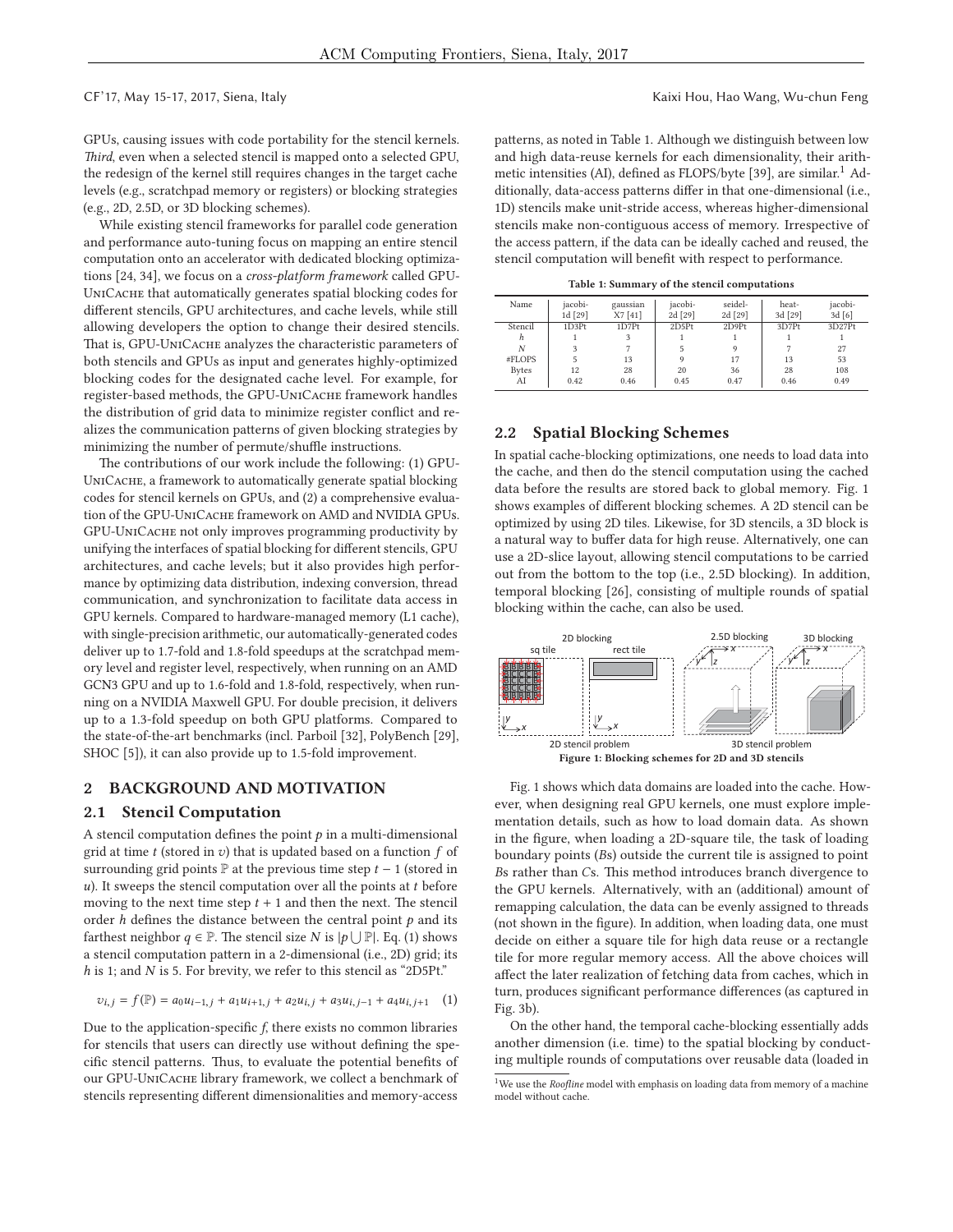GPUs, causing issues with code portability for the stencil kernels. *Third*, even when a selected stencil is mapped onto a selected GPU, the redesign of the kernel still requires changes in the target cache levels (e.g., scratchpad memory or registers) or blocking strategies (e.g., 2D, 2.5D, or 3D blocking schemes).

While existing stencil frameworks for parallel code generation and performance auto-tuning focus on mapping an entire stencil computation onto an accelerator with dedicated blocking optimizations [24, 34], we focus on a *cross-platform framework* called GPU-UniCache that automatically generates spatial blocking codes for different stencils, GPU architectures, and cache levels, while still allowing developers the option to change their desired stencils. That is, GPU-UniCache analyzes the characteristic parameters of both stencils and GPUs as input and generates highly-optimized blocking codes for the designated cache level. For example, for register-based methods, the GPU-UniCache framework handles the distribution of grid data to minimize register conflict and realizes the communication patterns of given blocking strategies by minimizing the number of permute/shuffle instructions.

The contributions of our work include the following: (1) GPU-UniCache, a framework to automatically generate spatial blocking codes for stencil kernels on GPUs, and (2) a comprehensive evaluation of the GPU-UniCache framework on AMD and NVIDIA GPUs. GPU-UniCache not only improves programming productivity by unifying the interfaces of spatial blocking for different stencils, GPU architectures, and cache levels; but it also provides high performance by optimizing data distribution, indexing conversion, thread communication, and synchronization to facilitate data access in GPU kernels. Compared to hardware-managed memory (L1 cache), with single-precision arithmetic, our automatically-generated codes deliver up to 1.7-fold and 1.8-fold speedups at the scratchpad memory level and register level, respectively, when running on an AMD GCN3 GPU and up to 1.6-fold and 1.8-fold, respectively, when running on a NVIDIA Maxwell GPU. For double precision, it delivers up to a 1.3-fold speedup on both GPU platforms. Compared to the state-of-the-art benchmarks (incl. Parboil [32], PolyBench [29], SHOC [5]), it can also provide up to 1.5-fold improvement.

## 2 BACKGROUND AND MOTIVATION

### 2.1 Stencil Computation

A stencil computation defines the point $p$ in a multi-dimensional grid at time $t$ (stored in $v$) that is updated based on a function $f$ of surrounding grid points $\mathbb{P}$ at the previous time step $t-1$ (stored in $u$). It sweeps the stencil computation over all the points at $t$ before moving to the next time step $t+1$ and then the next. The stencil order $h$ defines the distance between the central point $p$ and its farthest neighbor $q \in \mathbb{P}$. The stencil size $N$ is $|p \bigcup \mathbb{P}|$. Eq. (1) shows a stencil computation pattern in a 2-dimensional (i.e., 2D) grid; its $h$ is 1; and $N$ is 5. For brevity, we refer to this stencil as "2D5Pt."

$$v_{i,j} = f(\mathbb{P}) = a_0 u_{i-1,j} + a_1 u_{i+1,j} + a_2 u_{i,j} + a_3 u_{i,j-1} + a_4 u_{i,j+1} \quad (1)$$

Due to the application-specific $f$, there exists no common libraries for stencils that users can directly use without defining the specific stencil patterns. Thus, to evaluate the potential benefits of our GPU-UniCache library framework, we collect a benchmark of stencils representing different dimensionalities and memory-access patterns, as noted in Table 1. Although we distinguish between low and high data-reuse kernels for each dimensionality, their arithmetic intensities (AI), defined as FLOPS/byte [39], are similar.[1] Additionally, data-access patterns differ in that one-dimensional (i.e., 1D) stencils make unit-stride access, whereas higher-dimensional stencils make non-contiguous access of memory. Irrespective of the access pattern, if the data can be ideally cached and reused, the stencil computation will benefit with respect to performance.

**Table 1: Summary of the stencil computations**

| Name | jacobi-1d [29] | gaussian X7 [41] | jacobi-2d [29] | seidel-2d [29] | heat-3d [29] | jacobi-3d [6] |
|---|---|---|---|---|---|---|
| Stencil | 1D3Pt | 1D7Pt | 2D5Pt | 2D9Pt | 3D7Pt | 3D27Pt |
| $h$ | 1 | 3 | 1 | 1 | 1 | 1 |
| $N$ | 3 | 7 | 5 | 9 | 7 | 27 |
| #FLOPS | 5 | 13 | 9 | 17 | 13 | 53 |
| Bytes | 12 | 28 | 20 | 36 | 28 | 108 |
| AI | 0.42 | 0.46 | 0.45 | 0.47 | 0.46 | 0.49 |

### 2.2 Spatial Blocking Schemes

In spatial cache-blocking optimizations, one needs to load data into the cache, and then do the stencil computation using the cached data before the results are stored back to global memory. Fig. 1 shows examples of different blocking schemes. A 2D stencil can be optimized by using 2D tiles. Likewise, for 3D stencils, a 3D block is a natural way to buffer data for high reuse. Alternatively, one can use a 2D-slice layout, allowing stencil computations to be carried out from the bottom to the top (i.e., 2.5D blocking). In addition, temporal blocking [26], consisting of multiple rounds of spatial blocking within the cache, can also be used.

**Figure 1: Blocking schemes for 2D and 3D stencils**

Fig. 1 shows which data domains are loaded into the cache. However, when designing real GPU kernels, one must explore implementation details, such as how to load domain data. As shown in the figure, when loading a 2D-square tile, the task of loading boundary points (*B*s) outside the current tile is assigned to point *B*s rather than *C*s. This method introduces branch divergence to the GPU kernels. Alternatively, with an (additional) amount of remapping calculation, the data can be evenly assigned to threads (not shown in the figure). In addition, when loading data, one must decide on either a square tile for high data reuse or a rectangle tile for more regular memory access. All the above choices will affect the later realization of fetching data from caches, which in turn, produces significant performance differences (as captured in Fig. 3b).

On the other hand, the temporal cache-blocking essentially adds another dimension (i.e. time) to the spatial blocking by conducting multiple rounds of computations over reusable data (loaded in

[1] We use the *Roofline* model with emphasis on loading data from memory of a machine model without cache.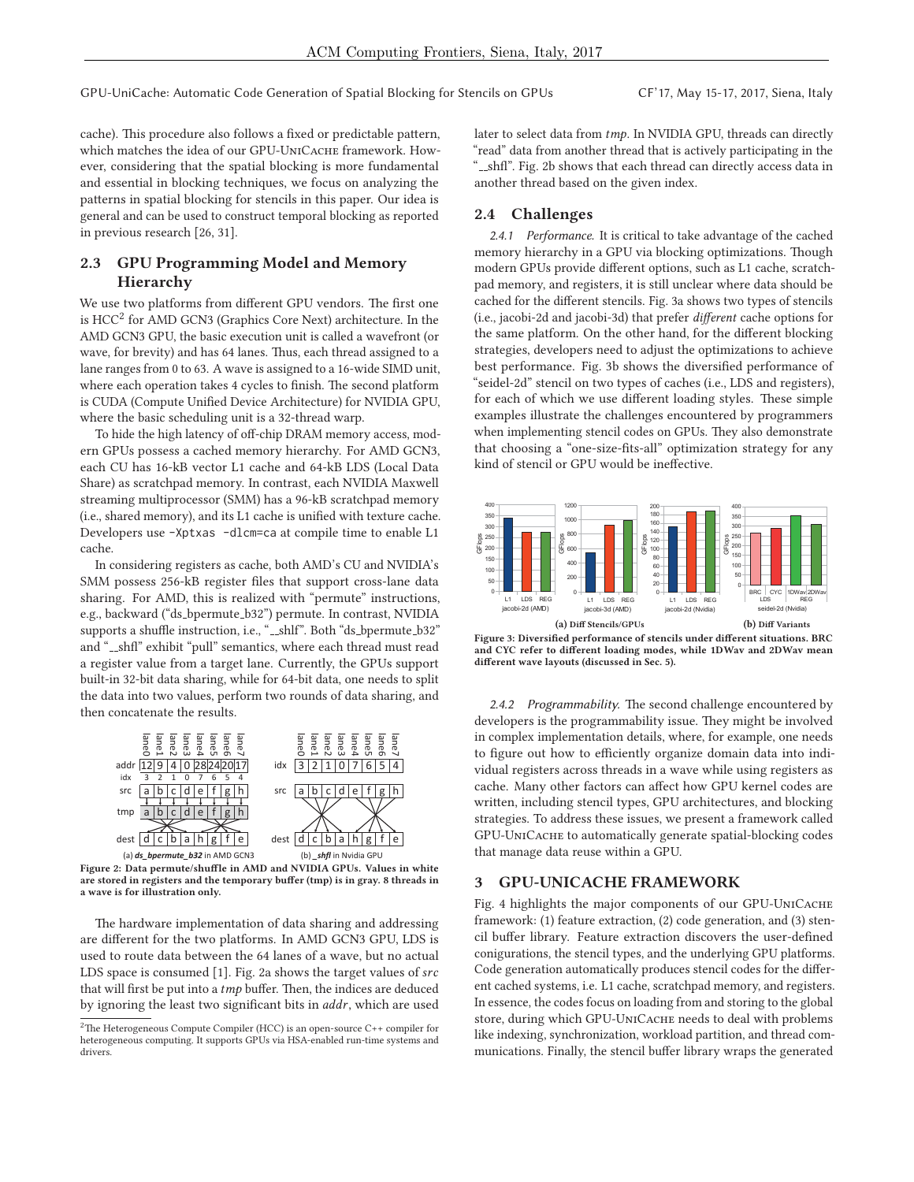cache). This procedure also follows a fixed or predictable pattern, which matches the idea of our GPU-UniCache framework. However, considering that the spatial blocking is more fundamental and essential in blocking techniques, we focus on analyzing the patterns in spatial blocking for stencils in this paper. Our idea is general and can be used to construct temporal blocking as reported in previous research [26, 31].

## 2.3 GPU Programming Model and Memory Hierarchy

We use two platforms from different GPU vendors. The first one is HCC[2] for AMD GCN3 (Graphics Core Next) architecture. In the AMD GCN3 GPU, the basic execution unit is called a wavefront (or wave, for brevity) and has 64 lanes. Thus, each thread assigned to a lane ranges from 0 to 63. A wave is assigned to a 16-wide SIMD unit, where each operation takes 4 cycles to finish. The second platform is CUDA (Compute Unified Device Architecture) for NVIDIA GPU, where the basic scheduling unit is a 32-thread warp.

To hide the high latency of off-chip DRAM memory access, modern GPUs possess a cached memory hierarchy. For AMD GCN3, each CU has 16-kB vector L1 cache and 64-kB LDS (Local Data Share) as scratchpad memory. In contrast, each NVIDIA Maxwell streaming multiprocessor (SMM) has a 96-kB scratchpad memory (i.e., shared memory), and its L1 cache is unified with texture cache. Developers use `-Xptxas -dlcm=ca` at compile time to enable L1 cache.

In considering registers as cache, both AMD's CU and NVIDIA's SMM possess 256-kB register files that support cross-lane data sharing. For AMD, this is realized with "permute" instructions, e.g., backward ("ds_bpermute_b32") permute. In contrast, NVIDIA supports a shuffle instruction, i.e., "__shfl". Both "ds_bpermute_b32" and "__shfl" exhibit "pull" semantics, where each thread must read a register value from a target lane. Currently, the GPUs support built-in 32-bit data sharing, while for 64-bit data, one needs to split the data into two values, perform two rounds of data sharing, and then concatenate the results.

Figure 2: Data permute/shuffle in AMD and NVIDIA GPUs. Values in white are stored in registers and the temporary buffer (tmp) is in gray. 8 threads in a wave is for illustration only.

The hardware implementation of data sharing and addressing are different for the two platforms. In AMD GCN3 GPU, LDS is used to route data between the 64 lanes of a wave, but no actual LDS space is consumed [1]. Fig. 2a shows the target values of *src* that will first be put into a *tmp* buffer. Then, the indices are deduced by ignoring the least two significant bits in *addr*, which are used later to select data from *tmp*. In NVIDIA GPU, threads can directly "read" data from another thread that is actively participating in the "__shfl". Fig. 2b shows that each thread can directly access data in another thread based on the given index.

[2] The Heterogeneous Compute Compiler (HCC) is an open-source C++ compiler for heterogeneous computing. It supports GPUs via HSA-enabled run-time systems and drivers.

## 2.4 Challenges

*2.4.1 Performance.* It is critical to take advantage of the cached memory hierarchy in a GPU via blocking optimizations. Though modern GPUs provide different options, such as L1 cache, scratchpad memory, and registers, it is still unclear where data should be cached for the different stencils. Fig. 3a shows two types of stencils (i.e., jacobi-2d and jacobi-3d) that prefer *different* cache options for the same platform. On the other hand, for the different blocking strategies, developers need to adjust the optimizations to achieve best performance. Fig. 3b shows the diversified performance of "seidel-2d" stencil on two types of caches (i.e., LDS and registers), for each of which we use different loading styles. These simple examples illustrate the challenges encountered by programmers when implementing stencil codes on GPUs. They also demonstrate that choosing a "one-size-fits-all" optimization strategy for any kind of stencil or GPU would be ineffective.

Figure 3: Diversified performance of stencils under different situations. BRC and CYC refer to different loading modes, while 1DWav and 2DWav mean different wave layouts (discussed in Sec. 5).

*2.4.2 Programmability.* The second challenge encountered by developers is the programmability issue. They might be involved in complex implementation details, where, for example, one needs to figure out how to efficiently organize domain data into individual registers across threads in a wave while using registers as cache. Many other factors can affect how GPU kernel codes are written, including stencil types, GPU architectures, and blocking strategies. To address these issues, we present a framework called GPU-UniCache to automatically generate spatial-blocking codes that manage data reuse within a GPU.

# 3 GPU-UNICACHE FRAMEWORK

Fig. 4 highlights the major components of our GPU-UniCache framework: (1) feature extraction, (2) code generation, and (3) stencil buffer library. Feature extraction discovers the user-defined conigurations, the stencil types, and the underlying GPU platforms. Code generation automatically produces stencil codes for the different cached systems, i.e. L1 cache, scratchpad memory, and registers. In essence, the codes focus on loading from and storing to the global store, during which GPU-UniCache needs to deal with problems like indexing, synchronization, workload partition, and thread communications. Finally, the stencil buffer library wraps the generated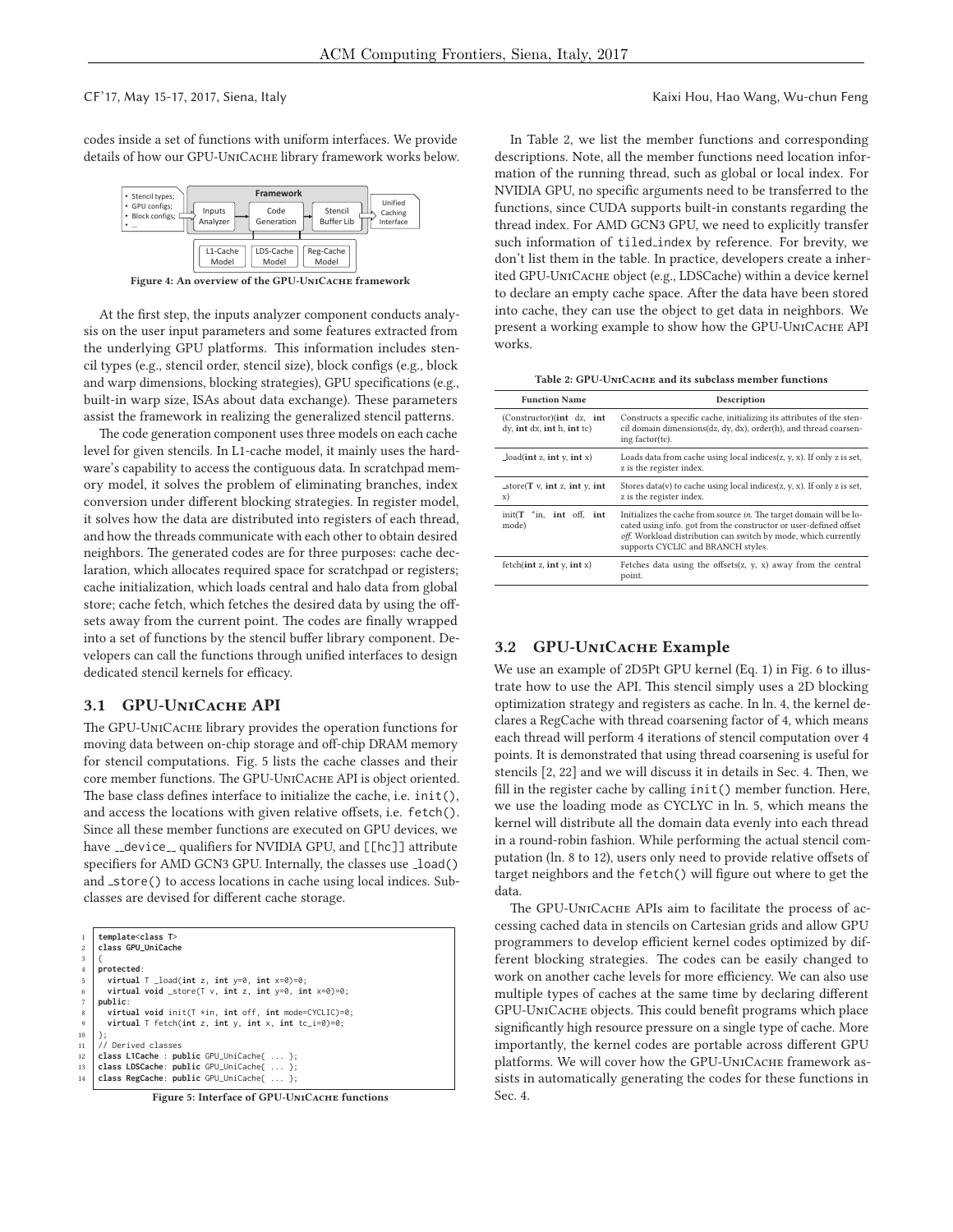codes inside a set of functions with uniform interfaces. We provide details of how our GPU-UniCache library framework works below.

Figure 4: An overview of the GPU-UniCache framework

At the first step, the inputs analyzer component conducts analysis on the user input parameters and some features extracted from the underlying GPU platforms. This information includes stencil types (e.g., stencil order, stencil size), block configs (e.g., block and warp dimensions, blocking strategies), GPU specifications (e.g., built-in warp size, ISAs about data exchange). These parameters assist the framework in realizing the generalized stencil patterns.

The code generation component uses three models on each cache level for given stencils. In L1-cache model, it mainly uses the hardware's capability to access the contiguous data. In scratchpad memory model, it solves the problem of eliminating branches, index conversion under different blocking strategies. In register model, it solves how the data are distributed into registers of each thread, and how the threads communicate with each other to obtain desired neighbors. The generated codes are for three purposes: cache declaration, which allocates required space for scratchpad or registers; cache initialization, which loads central and halo data from global store; cache fetch, which fetches the desired data by using the offsets away from the current point. The codes are finally wrapped into a set of functions by the stencil buffer library component. Developers can call the functions through unified interfaces to design dedicated stencil kernels for efficacy.

## 3.1 GPU-UniCache API

The GPU-UniCache library provides the operation functions for moving data between on-chip storage and off-chip DRAM memory for stencil computations. Fig. 5 lists the cache classes and their core member functions. The GPU-UniCache API is object oriented. The base class defines interface to initialize the cache, i.e. `init()`, and access the locations with given relative offsets, i.e. `fetch()`. Since all these member functions are executed on GPU devices, we have __device__ qualifiers for NVIDIA GPU, and [[hc]] attribute specifiers for AMD GCN3 GPU. Internally, the classes use _load() and _store() to access locations in cache using local indices. Subclasses are devised for different cache storage.

```
1  template<class T>
2  class GPU_UniCache
3  {
4  protected:
5    virtual T _load(int z, int y=0, int x=0)=0;
6    virtual void _store(T v, int z, int y=0, int x=0)=0;
7  public:
8    virtual void init(T *in, int off, int mode=CYCLIC)=0;
9    virtual T fetch(int z, int y, int x, int tc_i=0)=0;
10 };
11 // Derived classes
12 class L1Cache : public GPU_UniCache{ ... };
13 class LDSCache: public GPU_UniCache{ ... };
14 class RegCache: public GPU_UniCache{ ... };
```

Figure 5: Interface of GPU-UniCache functions

In Table 2, we list the member functions and corresponding descriptions. Note, all the member functions need location information of the running thread, such as global or local index. For NVIDIA GPU, no specific arguments need to be transferred to the functions, since CUDA supports built-in constants regarding the thread index. For AMD GCN3 GPU, we need to explicitly transfer such information of `tiled_index` by reference. For brevity, we don't list them in the table. In practice, developers create a inherited GPU-UniCache object (e.g., LDSCache) within a device kernel to declare an empty cache space. After the data have been stored into cache, they can use the object to get data in neighbors. We present a working example to show how the GPU-UniCache API works.

Table 2: GPU-UniCache and its subclass member functions

| Function Name | Description |
|---|---|
| (Constructor)(**int** dz, **int** dy, **int** dx, **int** h, **int** tc) | Constructs a specific cache, initializing its attributes of the stencil domain dimensions(dz, dy, dx), order(h), and thread coarsening factor(tc). |
| _load(**int** z, **int** y, **int** x) | Loads data from cache using local indices(z, y, x). If only z is set, z is the register index. |
| _store(**T** v, **int** z, **int** y, **int** x) | Stores data(v) to cache using local indices(z, y, x). If only z is set, z is the register index. |
| init(**T** *in, **int** off, **int** mode) | Initializes the cache from source *in*. The target domain will be located using info. got from the constructor or user-defined offset *off*. Workload distribution can switch by mode, which currently supports CYCLIC and BRANCH styles. |
| fetch(**int** z, **int** y, **int** x) | Fetches data using the offsets(z, y, x) away from the central point. |

## 3.2 GPU-UniCache Example

We use an example of 2D5Pt GPU kernel (Eq. 1) in Fig. 6 to illustrate how to use the API. This stencil simply uses a 2D blocking optimization strategy and registers as cache. In ln. 4, the kernel declares a RegCache with thread coarsening factor of 4, which means each thread will perform 4 iterations of stencil computation over 4 points. It is demonstrated that using thread coarsening is useful for stencils [2, 22] and we will discuss it in details in Sec. 4. Then, we fill in the register cache by calling `init()` member function. Here, we use the loading mode as CYCLYC in ln. 5, which means the kernel will distribute all the domain data evenly into each thread in a round-robin fashion. While performing the actual stencil computation (ln. 8 to 12), users only need to provide relative offsets of target neighbors and the `fetch()` will figure out where to get the data.

The GPU-UniCache APIs aim to facilitate the process of accessing cached data in stencils on Cartesian grids and allow GPU programmers to develop efficient kernel codes optimized by different blocking strategies. The codes can be easily changed to work on another cache levels for more efficiency. We can also use multiple types of caches at the same time by declaring different GPU-UniCache objects. This could benefit programs which place significantly high resource pressure on a single type of cache. More importantly, the kernel codes are portable across different GPU platforms. We will cover how the GPU-UniCache framework assists in automatically generating the codes for these functions in Sec. 4.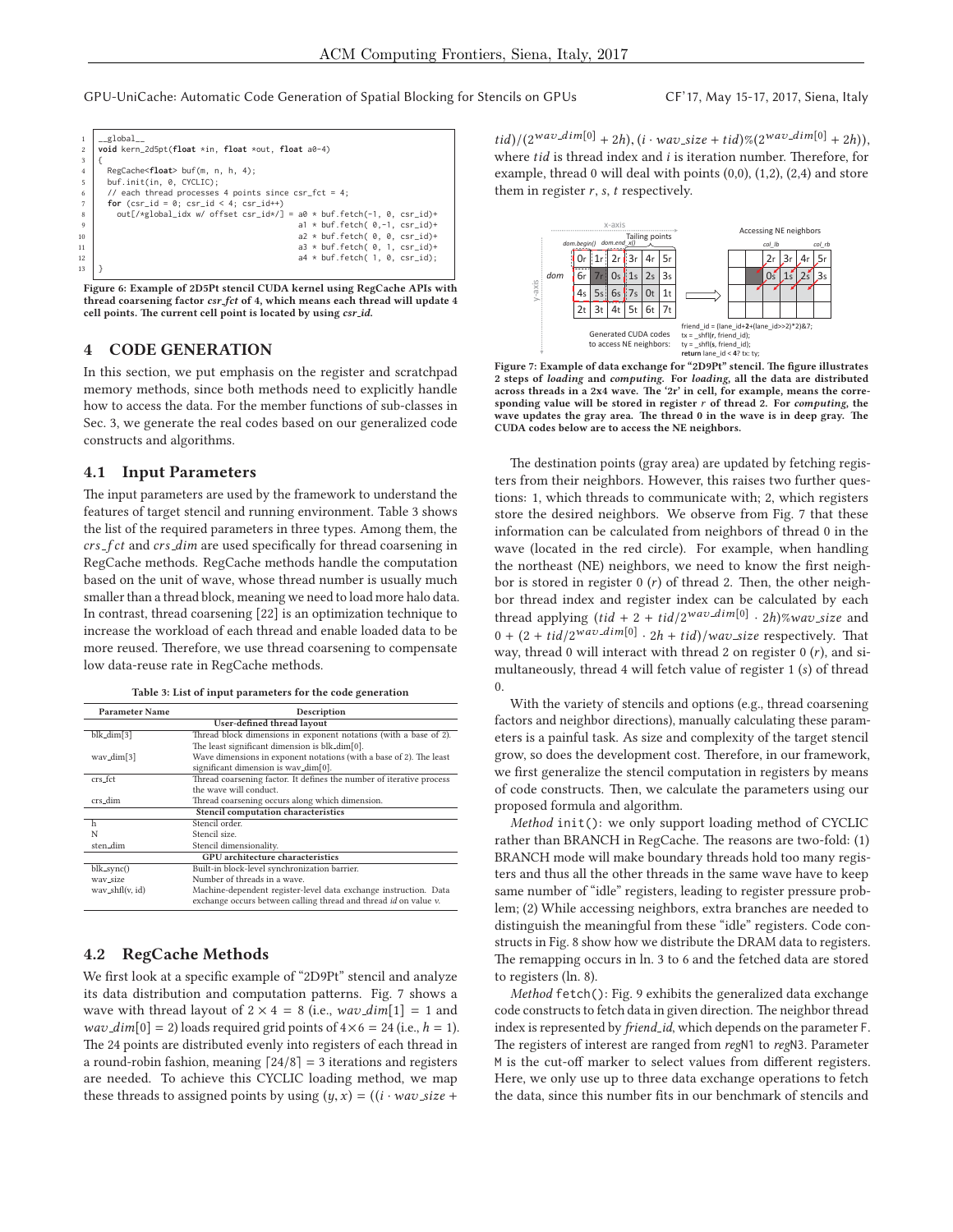```
__global__
void kern_2d5pt(float *in, float *out, float a0-4)
{
  RegCache<float> buf(m, n, h, 4);
  buf.init(in, 0, CYCLIC);
  // each thread processes 4 points since csr_fct = 4;
  for (csr_id = 0; csr_id < 4; csr_id++)
    out[/*global_idx w/ offset csr_id*/] = a0 * buf.fetch(-1, 0, csr_id)+
                                           a1 * buf.fetch( 0,-1, csr_id)+
                                           a2 * buf.fetch( 0, 0, csr_id)+
                                           a3 * buf.fetch( 0, 1, csr_id)+
                                           a4 * buf.fetch( 1, 0, csr_id);
}
```

**Figure 6: Example of 2D5Pt stencil CUDA kernel using RegCache APIs with thread coarsening factor *csr_fct* of 4, which means each thread will update 4 cell points. The current cell point is located by using *csr_id*.**

## 4 CODE GENERATION

In this section, we put emphasis on the register and scratchpad memory methods, since both methods need to explicitly handle how to access the data. For the member functions of sub-classes in Sec. 3, we generate the real codes based on our generalized code constructs and algorithms.

### 4.1 Input Parameters

The input parameters are used by the framework to understand the features of target stencil and running environment. Table 3 shows the list of the required parameters in three types. Among them, the $crs\_fct$ and $crs\_dim$ are used specifically for thread coarsening in RegCache methods. RegCache methods handle the computation based on the unit of wave, whose thread number is usually much smaller than a thread block, meaning we need to load more halo data. In contrast, thread coarsening [22] is an optimization technique to increase the workload of each thread and enable loaded data to be more reused. Therefore, we use thread coarsening to compensate low data-reuse rate in RegCache methods.

**Table 3: List of input parameters for the code generation**

| Parameter Name | Description |
|---|---|
| **User-defined thread layout** | |
| blk_dim[3] | Thread block dimensions in exponent notations (with a base of 2). The least significant dimension is blk_dim[0]. |
| wav_dim[3] | Wave dimensions in exponent notations (with a base of 2). The least significant dimension is wav_dim[0]. |
| crs_fct | Thread coarsening factor. It defines the number of iterative process the wave will conduct. |
| crs_dim | Thread coarsening occurs along which dimension. |
| **Stencil computation characteristics** | |
| h | Stencil order. |
| N | Stencil size. |
| sten_dim | Stencil dimensionality. |
| **GPU architecture characteristics** | |
| blk_sync() | Built-in block-level synchronization barrier. |
| wav_size | Number of threads in a wave. |
| wav_shfl(v, id) | Machine-dependent register-level data exchange instruction. Data exchange occurs between calling thread and thread *id* on value *v*. |

### 4.2 RegCache Methods

We first look at a specific example of "2D9Pt" stencil and analyze its data distribution and computation patterns. Fig. 7 shows a wave with thread layout of $2 \times 4 = 8$ (i.e., $wav\_dim[1] = 1$ and $wav\_dim[0] = 2$) loads required grid points of $4 \times 6 = 24$ (i.e., $h = 1$). The 24 points are distributed evenly into registers of each thread in a round-robin fashion, meaning $\lceil 24/8 \rceil = 3$ iterations and registers are needed. To achieve this CYCLIC loading method, we map these threads to assigned points by using $(y, x) = ((i \cdot wav\_size + tid)/(2^{wav\_dim[0]} + 2h), (i \cdot wav\_size + tid)\%(2^{wav\_dim[0]} + 2h))$, where $tid$ is thread index and $i$ is iteration number. Therefore, for example, thread 0 will deal with points (0,0), (1,2), (2,4) and store them in register $r$, $s$, $t$ respectively.

**Figure 7: Example of data exchange for "2D9Pt" stencil. The figure illustrates 2 steps of *loading* and *computing*. For *loading*, all the data are distributed across threads in a 2x4 wave. The '2r' in cell, for example, means the corresponding value will be stored in register *r* of thread 2. For *computing*, the wave updates the gray area. The thread 0 in the wave is in deep gray. The CUDA codes below are to access the NE neighbors.**

The destination points (gray area) are updated by fetching registers from their neighbors. However, this raises two further questions: 1, which threads to communicate with; 2, which registers store the desired neighbors. We observe from Fig. 7 that these information can be calculated from neighbors of thread 0 in the wave (located in the red circle). For example, when handling the northeast (NE) neighbors, we need to know the first neighbor is stored in register 0 ($r$) of thread 2. Then, the other neighbor thread index and register index can be calculated by each thread applying $(tid + 2 + tid/2^{wav\_dim[0]} \cdot 2h)\%wav\_size$ and $0 + (2 + tid/2^{wav\_dim[0]} \cdot 2h + tid)/wav\_size$ respectively. That way, thread 0 will interact with thread 2 on register 0 ($r$), and simultaneously, thread 4 will fetch value of register 1 ($s$) of thread 0.

With the variety of stencils and options (e.g., thread coarsening factors and neighbor directions), manually calculating these parameters is a painful task. As size and complexity of the target stencil grow, so does the development cost. Therefore, in our framework, we first generalize the stencil computation in registers by means of code constructs. Then, we calculate the parameters using our proposed formula and algorithm.

*Method* `init()`: we only support loading method of CYCLIC rather than BRANCH in RegCache. The reasons are two-fold: (1) BRANCH mode will make boundary threads hold too many registers and thus all the other threads in the same wave have to keep same number of "idle" registers, leading to register pressure problem; (2) While accessing neighbors, extra branches are needed to distinguish the meaningful from these "idle" registers. Code constructs in Fig. 8 show how we distribute the DRAM data to registers. The remapping occurs in ln. 3 to 6 and the fetched data are stored to registers (ln. 8).

*Method* `fetch()`: Fig. 9 exhibits the generalized data exchange code constructs to fetch data in given direction. The neighbor thread index is represented by *friend_id*, which depends on the parameter `F`. The registers of interest are ranged from *reg*`N1` to *reg*`N3`. Parameter `M` is the cut-off marker to select values from different registers. Here, we only use up to three data exchange operations to fetch the data, since this number fits in our benchmark of stencils and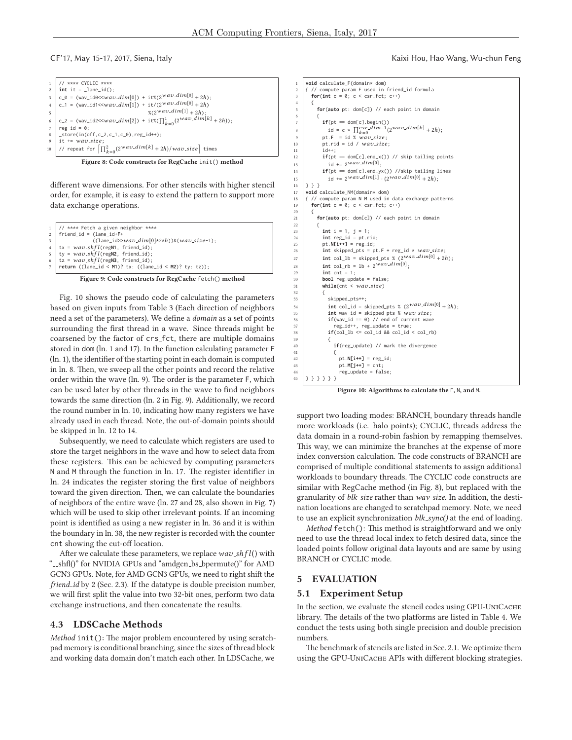```
1  // **** CYCLIC ****
2  int it = _lane_id();
3  c_0 = (wav_id0<<wav_dim[0]) + it%(2^wav_dim[0] + 2h);
4  c_1 = (wav_id1<<wav_dim[1]) + it/(2^wav_dim[0] + 2h)
5                                 %(2^wav_dim[1] + 2h);
6  c_2 = (wav_id2<<wav_dim[2]) + it%(∏_{k=0}^{1}(2^wav_dim[k] + 2h));
7  reg_id = 0;
8  _store(in(off,c_2,c_1,c_0),reg_id++);
9  it += wav_size;
10 // repeat for ⌈∏_{k=0}^{2}(2^wav_dim[k] + 2h)/wav_size⌉ times
```

**Figure 8: Code constructs for RegCache init() method**

different wave dimensions. For other stencils with higher stencil order, for example, it is easy to extend the pattern to support more data exchange operations.

```
1  // **** Fetch a given neighbor ****
2  friend_id = (lane_id+F+
3              ((lane_id>>wav_dim[0]*2*h))&(wav_size-1);
4  tx = wav_shfl(regN1, friend_id);
5  ty = wav_shfl(regN2, friend_id);
6  tz = wav_shfl(regN3, friend_id);
7  return ((lane_id < M1)? tx: ((lane_id < M2)? ty: tz));
```

**Figure 9: Code constructs for RegCache fetch() method**

Fig. 10 shows the pseudo code of calculating the parameters based on given inputs from Table 3 (Each direction of neighbors need a set of the parameters). We define a *domain* as a set of points surrounding the first thread in a wave. Since threads might be coarsened by the factor of crs_fct, there are multiple domains stored in dom (ln. 1 and 17). In the function calculating parameter F (ln. 1), the identifier of the starting point in each domain is computed in ln. 8. Then, we sweep all the other points and record the relative order within the wave (ln. 9). The order is the parameter F, which can be used later by other threads in the wave to find neighbors towards the same direction (ln. 2 in Fig. 9). Additionally, we record the round number in ln. 10, indicating how many registers we have already used in each thread. Note, the out-of-domain points should be skipped in ln. 12 to 14.

Subsequently, we need to calculate which registers are used to store the target neighbors in the wave and how to select data from these registers. This can be achieved by computing parameters N and M through the function in ln. 17. The register identifier in ln. 24 indicates the register storing the first value of neighbors toward the given direction. Then, we can calculate the boundaries of neighbors of the entire wave (ln. 27 and 28, also shown in Fig. 7) which will be used to skip other irrelevant points. If an incoming point is identified as using a new register in ln. 36 and it is within the boundary in ln. 38, the new register is recorded with the counter cnt showing the cut-off location.

After we calculate these parameters, we replace $wav\_shfl()$ with "__shfl()" for NVIDIA GPUs and "amdgcn_bs_bpermute()" for AMD GCN3 GPUs. Note, for AMD GCN3 GPUs, we need to right shift the *friend_id* by 2 (Sec. 2.3). If the datatype is double precision number, we will first split the value into two 32-bit ones, perform two data exchange instructions, and then concatenate the results.

### 4.3 LDSCache Methods

*Method* init(): The major problem encountered by using scratchpad memory is conditional branching, since the sizes of thread block and working data domain don't match each other. In LDSCache, we

```
1  void calculate_F(domain* dom)
2  { // compute param F used in friend_id formula
3    for(int c = 0; c < csr_fct; c++)
4    {
5      for(auto pt: dom[c]) // each point in domain
6      {
7        if(pt == dom[c].begin())
8          id = c * ∏_{k=0}^{csr_dim-1}(2^wav_dim[k] + 2h);
9        pt.F  = id % wav_size;
10       pt.rid = id / wav_size;
11       id++;
12       if(pt == dom[c].end_x()) // skip tailing points
13         id += 2^wav_dim[0];
14       if(pt == dom[c].end_yx()) //skip tailing lines
15         id += 2^wav_dim[1] · (2^wav_dim[0] + 2h);
16 } } }
17 void calculate_NM(domain* dom)
18 { // compute param N M used in data exchange patterns
19   for(int c = 0; c < csr_fct; c++)
20   {
21     for(auto pt: dom[c]) // each point in domain
22     {
23       int i = 1, j = 1;
24       int reg_id = pt.rid;
25       pt.N[i++] = reg_id;
26       int skipped_pts = pt.F + reg_id * wav_size;
27       int col_lb = skipped_pts % (2^wav_dim[0] + 2h);
28       int col_rb = lb + 2^wav_dim[0];
29       int cnt = 1;
30       bool reg_update = false;
31       while(cnt < wav_size)
32       {
33         skipped_pts++;
34         int col_id = skipped_pts % (2^wav_dim[0] + 2h);
35         int wav_id = skipped_pts % wav_size;
36         if(wav_id == 0) // end of current wave
37           reg_id++, reg_update = true;
38         if(col_lb <= col_id && col_id < col_rb)
39         {
40           if(reg_update) // mark the divergence
41           {
42             pt.N[i++] = reg_id;
43             pt.M[j++] = cnt;
44             reg_update = false;
45 } } } } } }
```

**Figure 10: Algorithms to calculate the F, N, and M.**

support two loading modes: BRANCH, boundary threads handle more workloads (i.e. halo points); CYCLIC, threads address the data domain in a round-robin fashion by remapping themselves. This way, we can minimize the branches at the expense of more index conversion calculation. The code constructs of BRANCH are comprised of multiple conditional statements to assign additional workloads to boundary threads. The CYCLIC code constructs are similar with RegCache method (in Fig. 8), but replaced with the granularity of *blk_size* rather than *wav_size*. In addition, the destination locations are changed to scratchpad memory. Note, we need to use an explicit synchronization *blk_sync()* at the end of loading.

*Method* fetch(): This method is straightforward and we only need to use the thread local index to fetch desired data, since the loaded points follow original data layouts and are same by using BRANCH or CYCLIC mode.

## 5 EVALUATION

### 5.1 Experiment Setup

In the section, we evaluate the stencil codes using GPU-UniCache library. The details of the two platforms are listed in Table 4. We conduct the tests using both single precision and double precision numbers.

The benchmark of stencils are listed in Sec. 2.1. We optimize them using the GPU-UniCache APIs with different blocking strategies.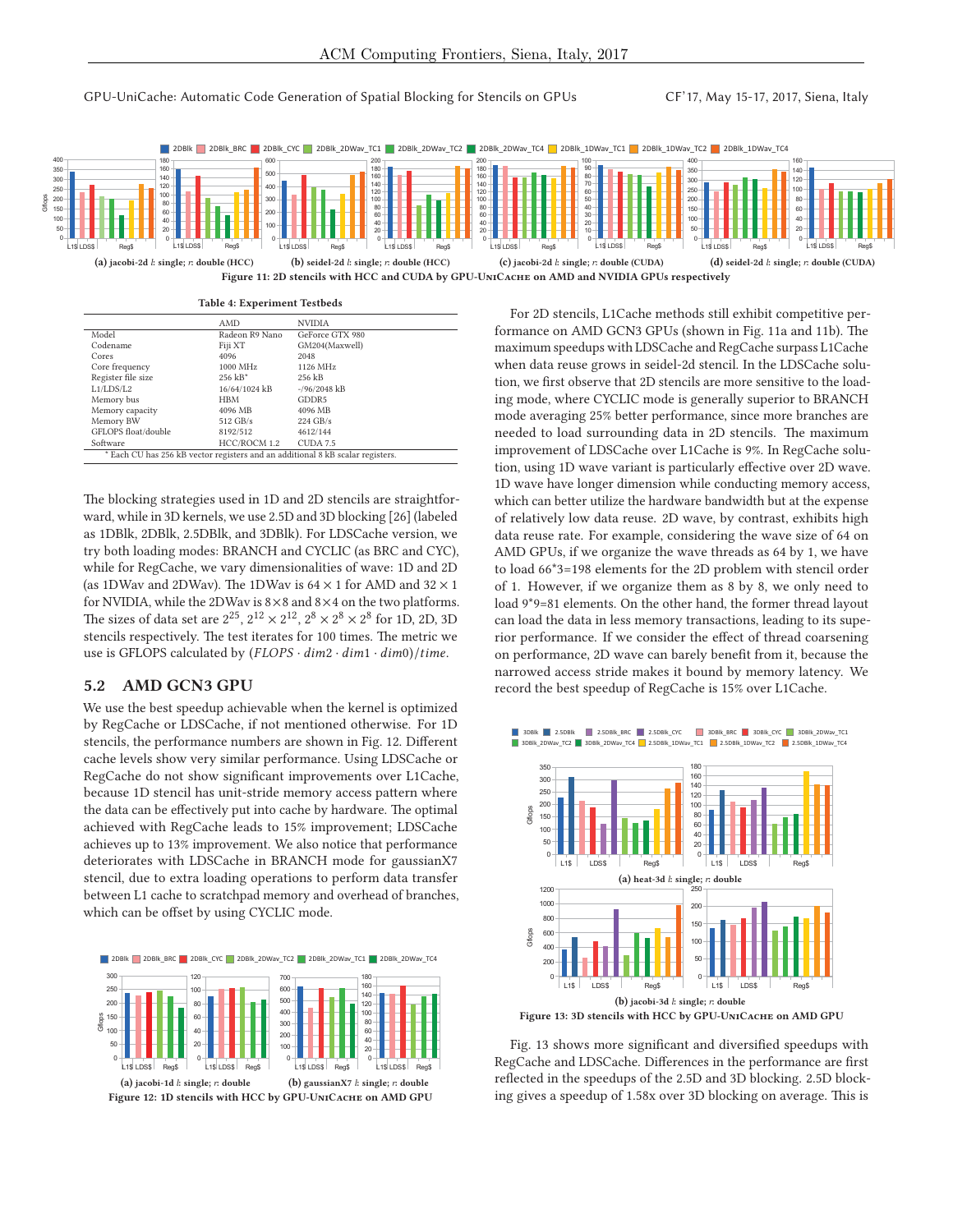Figure 11: 2D stencils with HCC and CUDA by GPU-UniCache on AMD and NVIDIA GPUs respectively

(a) jacobi-2d *l*: single; *r*: double (HCC) (b) seidel-2d *l*: single; *r*: double (HCC) (c) jacobi-2d *l*: single; *r*: double (CUDA) (d) seidel-2d *l*: single; *r*: double (CUDA)

Table 4: Experiment Testbeds

| | AMD | NVIDIA |
|---|---|---|
| Model | Radeon R9 Nano | GeForce GTX 980 |
| Codename | Fiji XT | GM204(Maxwell) |
| Cores | 4096 | 2048 |
| Core frequency | 1000 MHz | 1126 MHz |
| Register file size | 256 kB* | 256 kB |
| L1/LDS/L2 | 16/64/1024 kB | -/96/2048 kB |
| Memory bus | HBM | GDDR5 |
| Memory capacity | 4096 MB | 4096 MB |
| Memory BW | 512 GB/s | 224 GB/s |
| GFLOPS float/double | 8192/512 | 4612/144 |
| Software | HCC/ROCM 1.2 | CUDA 7.5 |

* Each CU has 256 kB vector registers and an additional 8 kB scalar registers.

The blocking strategies used in 1D and 2D stencils are straightforward, while in 3D kernels, we use 2.5D and 3D blocking [26] (labeled as 1DBlk, 2DBlk, 2.5DBlk, and 3DBlk). For LDSCache version, we try both loading modes: BRANCH and CYCLIC (as BRC and CYC), while for RegCache, we vary dimensionalities of wave: 1D and 2D (as 1DWav and 2DWav). The 1DWav is $64 \times 1$ for AMD and $32 \times 1$ for NVIDIA, while the 2DWav is $8\times8$ and $8\times4$ on the two platforms. The sizes of data set are $2^{25}$, $2^{12} \times 2^{12}$, $2^8 \times 2^8 \times 2^8$ for 1D, 2D, 3D stencils respectively. The test iterates for 100 times. The metric we use is GFLOPS calculated by $(FLOPS \cdot dim2 \cdot dim1 \cdot dim0)/time$.

## 5.2 AMD GCN3 GPU

We use the best speedup achievable when the kernel is optimized by RegCache or LDSCache, if not mentioned otherwise. For 1D stencils, the performance numbers are shown in Fig. 12. Different cache levels show very similar performance. Using LDSCache or RegCache do not show significant improvements over L1Cache, because 1D stencil has unit-stride memory access pattern where the data can be effectively put into cache by hardware. The optimal achieved with RegCache leads to 15% improvement; LDSCache achieves up to 13% improvement. We also notice that performance deteriorates with LDSCache in BRANCH mode for gaussianX7 stencil, due to extra loading operations to perform data transfer between L1 cache to scratchpad memory and overhead of branches, which can be offset by using CYCLIC mode.

(a) jacobi-1d *l*: single; *r*: double (b) gaussianX7 *l*: single; *r*: double

Figure 12: 1D stencils with HCC by GPU-UniCache on AMD GPU

For 2D stencils, L1Cache methods still exhibit competitive performance on AMD GCN3 GPUs (shown in Fig. 11a and 11b). The maximum speedups with LDSCache and RegCache surpass L1Cache when data reuse grows in seidel-2d stencil. In the LDSCache solution, we first observe that 2D stencils are more sensitive to the loading mode, where CYCLIC mode is generally superior to BRANCH mode averaging 25% better performance, since more branches are needed to load surrounding data in 2D stencils. The maximum improvement of LDSCache over L1Cache is 9%. In RegCache solution, using 1D wave variant is particularly effective over 2D wave. 1D wave have longer dimension while conducting memory access, which can better utilize the hardware bandwidth but at the expense of relatively low data reuse. 2D wave, by contrast, exhibits high data reuse rate. For example, considering the wave size of 64 on AMD GPUs, if we organize the wave threads as 64 by 1, we have to load 66*3=198 elements for the 2D problem with stencil order of 1. However, if we organize them as 8 by 8, we only need to load 9*9=81 elements. On the other hand, the former thread layout can load the data in less memory transactions, leading to its superior performance. If we consider the effect of thread coarsening on performance, 2D wave can barely benefit from it, because the narrowed access stride makes it bound by memory latency. We record the best speedup of RegCache is 15% over L1Cache.

(a) heat-3d *l*: single; *r*: double

(b) jacobi-3d *l*: single; *r*: double

Figure 13: 3D stencils with HCC by GPU-UniCache on AMD GPU

Fig. 13 shows more significant and diversified speedups with RegCache and LDSCache. Differences in the performance are first reflected in the speedups of the 2.5D and 3D blocking. 2.5D blocking gives a speedup of 1.58x over 3D blocking on average. This is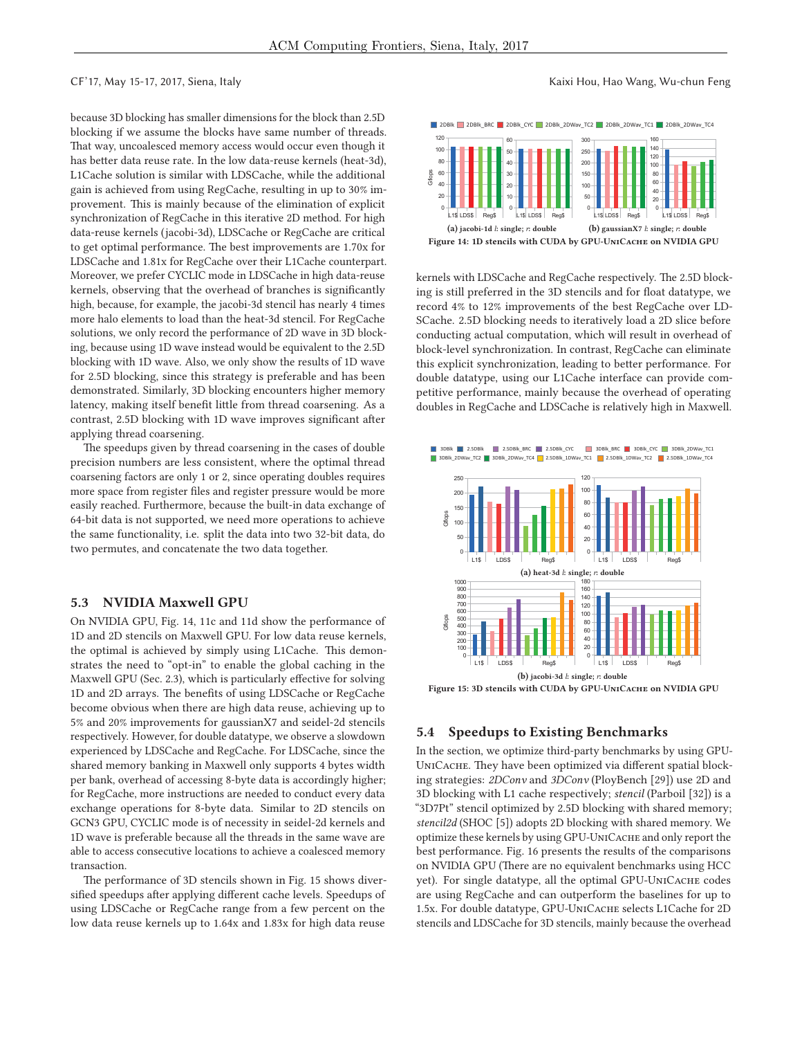because 3D blocking has smaller dimensions for the block than 2.5D blocking if we assume the blocks have same number of threads. That way, uncoalesced memory access would occur even though it has better data reuse rate. In the low data-reuse kernels (heat-3d), L1Cache solution is similar with LDSCache, while the additional gain is achieved from using RegCache, resulting in up to 30% improvement. This is mainly because of the elimination of explicit synchronization of RegCache in this iterative 2D method. For high data-reuse kernels (jacobi-3d), LDSCache or RegCache are critical to get optimal performance. The best improvements are 1.70x for LDSCache and 1.81x for RegCache over their L1Cache counterpart. Moreover, we prefer CYCLIC mode in LDSCache in high data-reuse kernels, observing that the overhead of branches is significantly high, because, for example, the jacobi-3d stencil has nearly 4 times more halo elements to load than the heat-3d stencil. For RegCache solutions, we only record the performance of 2D wave in 3D blocking, because using 1D wave instead would be equivalent to the 2.5D blocking with 1D wave. Also, we only show the results of 1D wave for 2.5D blocking, since this strategy is preferable and has been demonstrated. Similarly, 3D blocking encounters higher memory latency, making itself benefit little from thread coarsening. As a contrast, 2.5D blocking with 1D wave improves significant after applying thread coarsening.

The speedups given by thread coarsening in the cases of double precision numbers are less consistent, where the optimal thread coarsening factors are only 1 or 2, since operating doubles requires more space from register files and register pressure would be more easily reached. Furthermore, because the built-in data exchange of 64-bit data is not supported, we need more operations to achieve the same functionality, i.e. split the data into two 32-bit data, do two permutes, and concatenate the two data together.

## 5.3 NVIDIA Maxwell GPU

On NVIDIA GPU, Fig. 14, 11c and 11d show the performance of 1D and 2D stencils on Maxwell GPU. For low data reuse kernels, the optimal is achieved by simply using L1Cache. This demonstrates the need to "opt-in" to enable the global caching in the Maxwell GPU (Sec. 2.3), which is particularly effective for solving 1D and 2D arrays. The benefits of using LDSCache or RegCache become obvious when there are high data reuse, achieving up to 5% and 20% improvements for gaussianX7 and seidel-2d stencils respectively. However, for double datatype, we observe a slowdown experienced by LDSCache and RegCache. For LDSCache, since the shared memory banking in Maxwell only supports 4 bytes width per bank, overhead of accessing 8-byte data is accordingly higher; for RegCache, more instructions are needed to conduct every data exchange operations for 8-byte data. Similar to 2D stencils on GCN3 GPU, CYCLIC mode is of necessity in seidel-2d kernels and 1D wave is preferable because all the threads in the same wave are able to access consecutive locations to achieve a coalesced memory transaction.

The performance of 3D stencils shown in Fig. 15 shows diversified speedups after applying different cache levels. Speedups of using LDSCache or RegCache range from a few percent on the low data reuse kernels up to 1.64x and 1.83x for high data reuse kernels with LDSCache and RegCache respectively. The 2.5D blocking is still preferred in the 3D stencils and for float datatype, we record 4% to 12% improvements of the best RegCache over LDSCache. 2.5D blocking needs to iteratively load a 2D slice before conducting actual computation, which will result in overhead of block-level synchronization. In contrast, RegCache can eliminate this explicit synchronization, leading to better performance. For double datatype, using our L1Cache interface can provide competitive performance, mainly because the overhead of operating doubles in RegCache and LDSCache is relatively high in Maxwell.

Figure 14: 1D stencils with CUDA by GPU-UniCache on NVIDIA GPU — (a) jacobi-1d *l*: single; *r*: double; (b) gaussianX7 *l*: single; *r*: double

Figure 15: 3D stencils with CUDA by GPU-UniCache on NVIDIA GPU — (a) heat-3d *l*: single; *r*: double; (b) jacobi-3d *l*: single; *r*: double

## 5.4 Speedups to Existing Benchmarks

In the section, we optimize third-party benchmarks by using GPU-UniCache. They have been optimized via different spatial blocking strategies: *2DConv* and *3DConv* (PloyBench [29]) use 2D and 3D blocking with L1 cache respectively; *stencil* (Parboil [32]) is a "3D7Pt" stencil optimized by 2.5D blocking with shared memory; *stencil2d* (SHOC [5]) adopts 2D blocking with shared memory. We optimize these kernels by using GPU-UniCache and only report the best performance. Fig. 16 presents the results of the comparisons on NVIDIA GPU (There are no equivalent benchmarks using HCC yet). For single datatype, all the optimal GPU-UniCache codes are using RegCache and can outperform the baselines for up to 1.5x. For double datatype, GPU-UniCache selects L1Cache for 2D stencils and LDSCache for 3D stencils, mainly because the overhead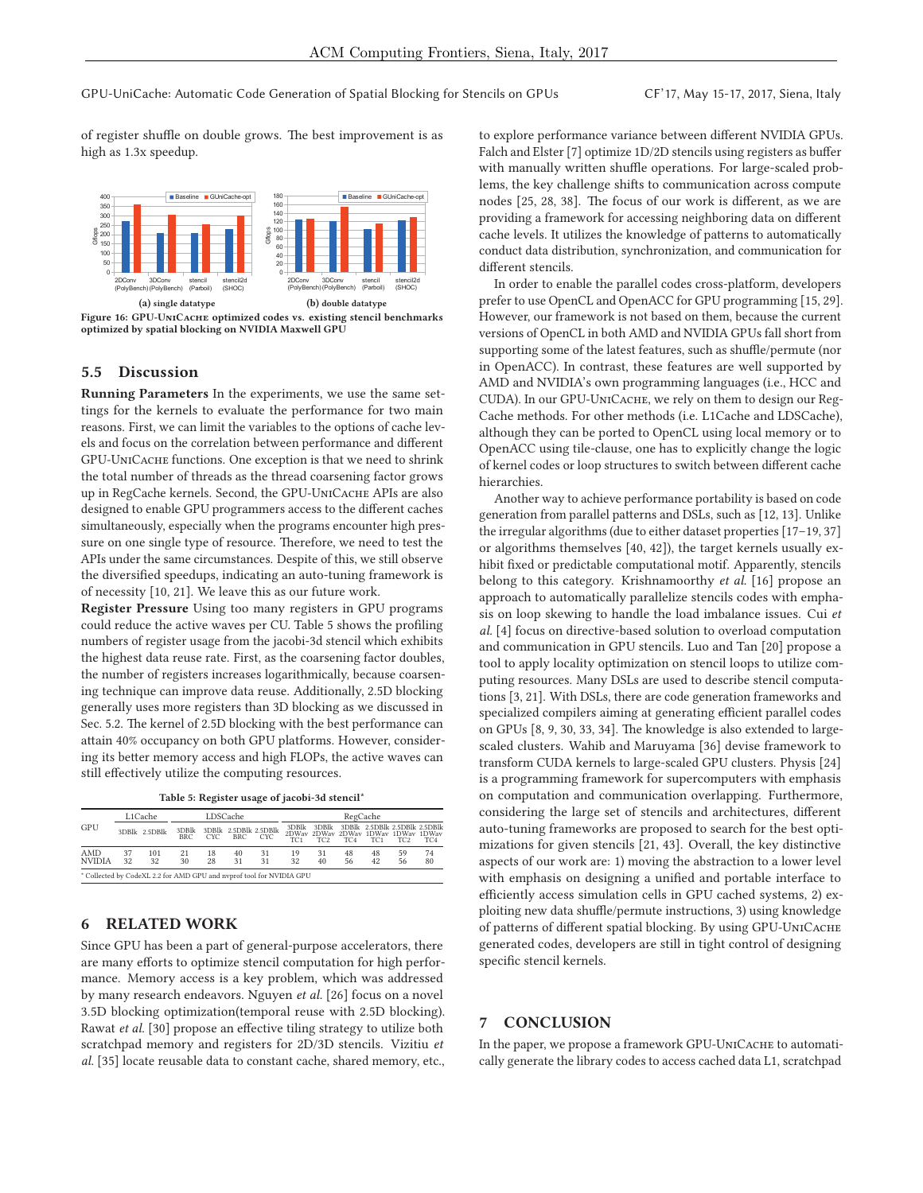of register shuffle on double grows. The best improvement is as high as 1.3x speedup.

Figure 16: GPU-UniCache optimized codes vs. existing stencil benchmarks optimized by spatial blocking on NVIDIA Maxwell GPU

## 5.5 Discussion

**Running Parameters** In the experiments, we use the same settings for the kernels to evaluate the performance for two main reasons. First, we can limit the variables to the options of cache levels and focus on the correlation between performance and different GPU-UniCache functions. One exception is that we need to shrink the total number of threads as the thread coarsening factor grows up in RegCache kernels. Second, the GPU-UniCache APIs are also designed to enable GPU programmers access to the different caches simultaneously, especially when the programs encounter high pressure on one single type of resource. Therefore, we need to test the APIs under the same circumstances. Despite of this, we still observe the diversified speedups, indicating an auto-tuning framework is of necessity [10, 21]. We leave this as our future work.

**Register Pressure** Using too many registers in GPU programs could reduce the active waves per CU. Table 5 shows the profiling numbers of register usage from the jacobi-3d stencil which exhibits the highest data reuse rate. First, as the coarsening factor doubles, the number of registers increases logarithmically, because coarsening technique can improve data reuse. Additionally, 2.5D blocking generally uses more registers than 3D blocking as we discussed in Sec. 5.2. The kernel of 2.5D blocking with the best performance can attain 40% occupancy on both GPU platforms. However, considering its better memory access and high FLOPs, the active waves can still effectively utilize the computing resources.

**Table 5: Register usage of jacobi-3d stencil***

| GPU | L1Cache | | LDSCache | | | | RegCache | | | | | |
|---|---|---|---|---|---|---|---|---|---|---|---|---|
| | 3DBlk | 2.5DBlk | 3DBlk BRC | 3DBlk CYC | 2.5DBlk BRC | 2.5DBlk CYC | 3DBlk 2DWav TC1 | 3DBlk 2DWav TC2 | 3DBlk 2DWav TC4 | 2.5DBlk 1DWav TC1 | 2.5DBlk 1DWav TC2 | 2.5DBlk 1DWav TC4 |
| AMD | 37 | 101 | 21 | 18 | 40 | 31 | 19 | 31 | 48 | 48 | 59 | 74 |
| NVIDIA | 32 | 32 | 30 | 28 | 31 | 31 | 32 | 40 | 56 | 42 | 56 | 80 |

* Collected by CodeXL 2.2 for AMD GPU and nvprof tool for NVIDIA GPU

# 6 RELATED WORK

Since GPU has been a part of general-purpose accelerators, there are many efforts to optimize stencil computation for high performance. Memory access is a key problem, which was addressed by many research endeavors. Nguyen *et al.* [26] focus on a novel 3.5D blocking optimization(temporal reuse with 2.5D blocking). Rawat *et al.* [30] propose an effective tiling strategy to utilize both scratchpad memory and registers for 2D/3D stencils. Vizitiu *et al.* [35] locate reusable data to constant cache, shared memory, etc., to explore performance variance between different NVIDIA GPUs. Falch and Elster [7] optimize 1D/2D stencils using registers as buffer with manually written shuffle operations. For large-scaled problems, the key challenge shifts to communication across compute nodes [25, 28, 38]. The focus of our work is different, as we are providing a framework for accessing neighboring data on different cache levels. It utilizes the knowledge of patterns to automatically conduct data distribution, synchronization, and communication for different stencils.

In order to enable the parallel codes cross-platform, developers prefer to use OpenCL and OpenACC for GPU programming [15, 29]. However, our framework is not based on them, because the current versions of OpenCL in both AMD and NVIDIA GPUs fall short from supporting some of the latest features, such as shuffle/permute (nor in OpenACC). In contrast, these features are well supported by AMD and NVIDIA's own programming languages (i.e., HCC and CUDA). In our GPU-UniCache, we rely on them to design our RegCache methods. For other methods (i.e. L1Cache and LDSCache), although they can be ported to OpenCL using local memory or to OpenACC using tile-clause, one has to explicitly change the logic of kernel codes or loop structures to switch between different cache hierarchies.

Another way to achieve performance portability is based on code generation from parallel patterns and DSLs, such as [12, 13]. Unlike the irregular algorithms (due to either dataset properties [17–19, 37] or algorithms themselves [40, 42]), the target kernels usually exhibit fixed or predictable computational motif. Apparently, stencils belong to this category. Krishnamoorthy *et al.* [16] propose an approach to automatically parallelize stencils codes with emphasis on loop skewing to handle the load imbalance issues. Cui *et al.* [4] focus on directive-based solution to overload computation and communication in GPU stencils. Luo and Tan [20] propose a tool to apply locality optimization on stencil loops to utilize computing resources. Many DSLs are used to describe stencil computations [3, 21]. With DSLs, there are code generation frameworks and specialized compilers aiming at generating efficient parallel codes on GPUs [8, 9, 30, 33, 34]. The knowledge is also extended to large-scaled clusters. Wahib and Maruyama [36] devise framework to transform CUDA kernels to large-scaled GPU clusters. Physis [24] is a programming framework for supercomputers with emphasis on computation and communication overlapping. Furthermore, considering the large set of stencils and architectures, different auto-tuning frameworks are proposed to search for the best optimizations for given stencils [21, 43]. Overall, the key distinctive aspects of our work are: 1) moving the abstraction to a lower level with emphasis on designing a unified and portable interface to efficiently access simulation cells in GPU cached systems, 2) exploiting new data shuffle/permute instructions, 3) using knowledge of patterns of different spatial blocking. By using GPU-UniCache generated codes, developers are still in tight control of designing specific stencil kernels.

# 7 CONCLUSION

In the paper, we propose a framework GPU-UniCache to automatically generate the library codes to access cached data L1, scratchpad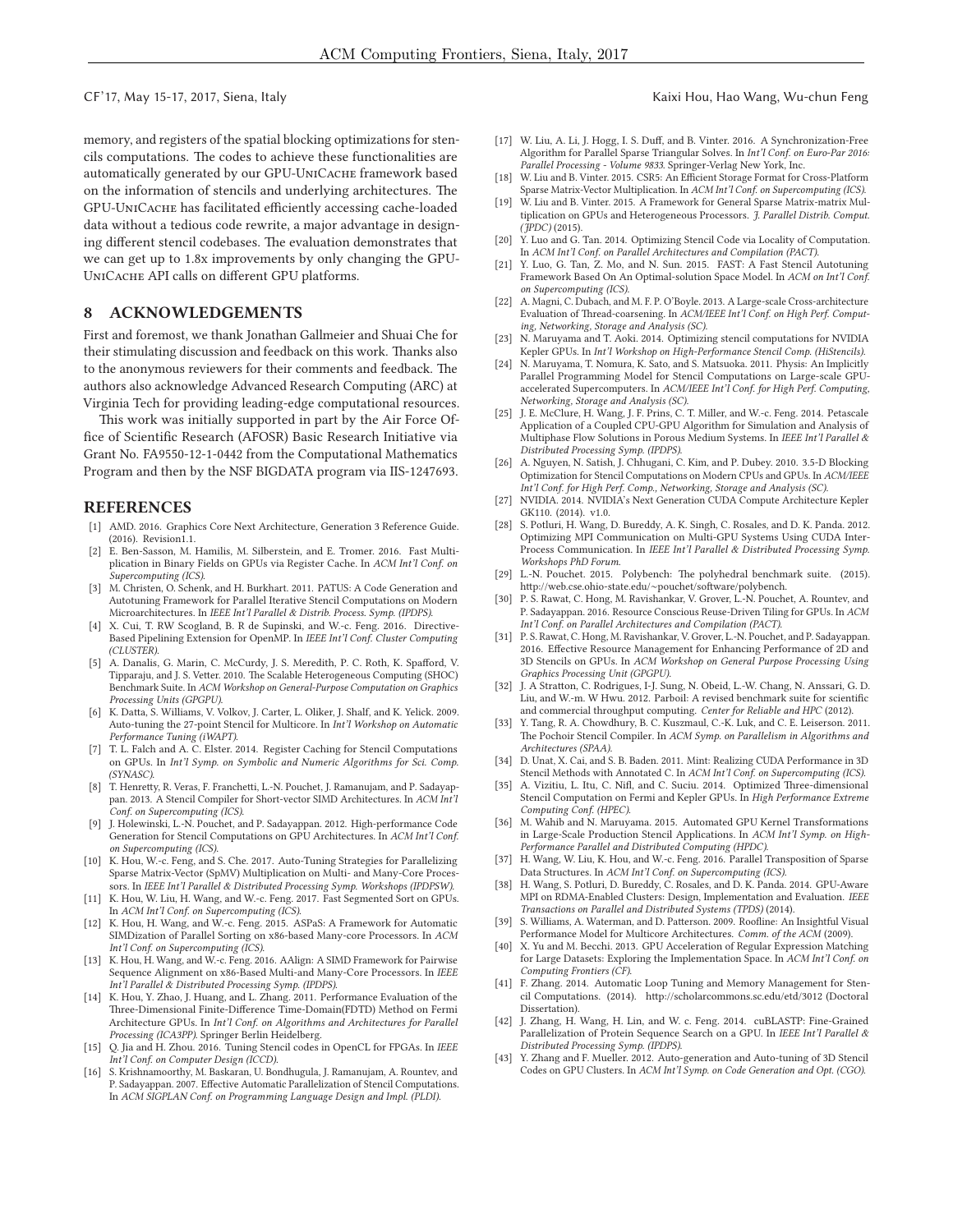memory, and registers of the spatial blocking optimizations for stencils computations. The codes to achieve these functionalities are automatically generated by our GPU-UniCache framework based on the information of stencils and underlying architectures. The GPU-UniCache has facilitated efficiently accessing cache-loaded data without a tedious code rewrite, a major advantage in designing different stencil codebases. The evaluation demonstrates that we can get up to 1.8x improvements by only changing the GPU-UniCache API calls on different GPU platforms.

## 8 ACKNOWLEDGEMENTS

First and foremost, we thank Jonathan Gallmeier and Shuai Che for their stimulating discussion and feedback on this work. Thanks also to the anonymous reviewers for their comments and feedback. The authors also acknowledge Advanced Research Computing (ARC) at Virginia Tech for providing leading-edge computational resources.

This work was initially supported in part by the Air Force Office of Scientific Research (AFOSR) Basic Research Initiative via Grant No. FA9550-12-1-0442 from the Computational Mathematics Program and then by the NSF BIGDATA program via IIS-1247693.

## REFERENCES

- [1] AMD. 2016. Graphics Core Next Architecture, Generation 3 Reference Guide. (2016). Revision1.1.
- [2] E. Ben-Sasson, M. Hamilis, M. Silberstein, and E. Tromer. 2016. Fast Multiplication in Binary Fields on GPUs via Register Cache. In *ACM Int'l Conf. on Supercomputing (ICS)*.
- [3] M. Christen, O. Schenk, and H. Burkhart. 2011. PATUS: A Code Generation and Autotuning Framework for Parallel Iterative Stencil Computations on Modern Microarchitectures. In *IEEE Int'l Parallel & Distrib. Process. Symp. (IPDPS)*.
- [4] X. Cui, T. RW Scogland, B. R de Supinski, and W.-c. Feng. 2016. Directive-Based Pipelining Extension for OpenMP. In *IEEE Int'l Conf. Cluster Computing (CLUSTER)*.
- [5] A. Danalis, G. Marin, C. McCurdy, J. S. Meredith, P. C. Roth, K. Spafford, V. Tipparaju, and J. S. Vetter. 2010. The Scalable Heterogeneous Computing (SHOC) Benchmark Suite. In *ACM Workshop on General-Purpose Computation on Graphics Processing Units (GPGPU)*.
- [6] K. Datta, S. Williams, V. Volkov, J. Carter, L. Oliker, J. Shalf, and K. Yelick. 2009. Auto-tuning the 27-point Stencil for Multicore. In *Int'l Workshop on Automatic Performance Tuning (iWAPT)*.
- [7] T. L. Falch and A. C. Elster. 2014. Register Caching for Stencil Computations on GPUs. In *Int'l Symp. on Symbolic and Numeric Algorithms for Sci. Comp. (SYNASC)*.
- [8] T. Henretty, R. Veras, F. Franchetti, L.-N. Pouchet, J. Ramanujam, and P. Sadayappan. 2013. A Stencil Compiler for Short-vector SIMD Architectures. In *ACM Int'l Conf. on Supercomputing (ICS)*.
- [9] J. Holewinski, L.-N. Pouchet, and P. Sadayappan. 2012. High-performance Code Generation for Stencil Computations on GPU Architectures. In *ACM Int'l Conf. on Supercomputing (ICS)*.
- [10] K. Hou, W.-c. Feng, and S. Che. 2017. Auto-Tuning Strategies for Parallelizing Sparse Matrix-Vector (SpMV) Multiplication on Multi- and Many-Core Processors. In *IEEE Int'l Parallel & Distributed Processing Symp. Workshops (IPDPSW)*.
- [11] K. Hou, W. Liu, H. Wang, and W.-c. Feng. 2017. Fast Segmented Sort on GPUs. In *ACM Int'l Conf. on Supercomputing (ICS)*.
- [12] K. Hou, H. Wang, and W.-c. Feng. 2015. ASPaS: A Framework for Automatic SIMDization of Parallel Sorting on x86-based Many-core Processors. In *ACM Int'l Conf. on Supercomputing (ICS)*.
- [13] K. Hou, H. Wang, and W.-c. Feng. 2016. AAlign: A SIMD Framework for Pairwise Sequence Alignment on x86-Based Multi-and Many-Core Processors. In *IEEE Int'l Parallel & Distributed Processing Symp. (IPDPS)*.
- [14] K. Hou, Y. Zhao, J. Huang, and L. Zhang. 2011. Performance Evaluation of the Three-Dimensional Finite-Difference Time-Domain(FDTD) Method on Fermi Architecture GPUs. In *Int'l Conf. on Algorithms and Architectures for Parallel Processing (ICA3PP)*. Springer Berlin Heidelberg.
- [15] Q. Jia and H. Zhou. 2016. Tuning Stencil codes in OpenCL for FPGAs. In *IEEE Int'l Conf. on Computer Design (ICCD)*.
- [16] S. Krishnamoorthy, M. Baskaran, U. Bondhugula, J. Ramanujam, A. Rountev, and P. Sadayappan. 2007. Effective Automatic Parallelization of Stencil Computations. In *ACM SIGPLAN Conf. on Programming Language Design and Impl. (PLDI)*.
- [17] W. Liu, A. Li, J. Hogg, I. S. Duff, and B. Vinter. 2016. A Synchronization-Free Algorithm for Parallel Sparse Triangular Solves. In *Int'l Conf. on Euro-Par 2016: Parallel Processing - Volume 9833*. Springer-Verlag New York, Inc.
- [18] W. Liu and B. Vinter. 2015. CSR5: An Efficient Storage Format for Cross-Platform Sparse Matrix-Vector Multiplication. In *ACM Int'l Conf. on Supercomputing (ICS)*.
- [19] W. Liu and B. Vinter. 2015. A Framework for General Sparse Matrix-matrix Multiplication on GPUs and Heterogeneous Processors. *J. Parallel Distrib. Comput. (JPDC)* (2015).
- [20] Y. Luo and G. Tan. 2014. Optimizing Stencil Code via Locality of Computation. In *ACM Int'l Conf. on Parallel Architectures and Compilation (PACT)*.
- [21] Y. Luo, G. Tan, Z. Mo, and N. Sun. 2015. FAST: A Fast Stencil Autotuning Framework Based On An Optimal-solution Space Model. In *ACM on Int'l Conf. on Supercomputing (ICS)*.
- [22] A. Magni, C. Dubach, and M. F. P. O'Boyle. 2013. A Large-scale Cross-architecture Evaluation of Thread-coarsening. In *ACM/IEEE Int'l Conf. on High Perf. Computing, Networking, Storage and Analysis (SC)*.
- [23] N. Maruyama and T. Aoki. 2014. Optimizing stencil computations for NVIDIA Kepler GPUs. In *Int'l Workshop on High-Performance Stencil Comp. (HiStencils)*.
- [24] N. Maruyama, T. Nomura, K. Sato, and S. Matsuoka. 2011. Physis: An Implicitly Parallel Programming Model for Stencil Computations on Large-scale GPU-accelerated Supercomputers. In *ACM/IEEE Int'l Conf. for High Perf. Computing, Networking, Storage and Analysis (SC)*.
- [25] J. E. McClure, H. Wang, J. F. Prins, C. T. Miller, and W.-c. Feng. 2014. Petascale Application of a Coupled CPU-GPU Algorithm for Simulation and Analysis of Multiphase Flow Solutions in Porous Medium Systems. In *IEEE Int'l Parallel & Distributed Processing Symp. (IPDPS)*.
- [26] A. Nguyen, N. Satish, J. Chhugani, C. Kim, and P. Dubey. 2010. 3.5-D Blocking Optimization for Stencil Computations on Modern CPUs and GPUs. In *ACM/IEEE Int'l Conf. for High Perf. Comp., Networking, Storage and Analysis (SC)*.
- [27] NVIDIA. 2014. NVIDIA's Next Generation CUDA Compute Architecture Kepler GK110. (2014). v1.0.
- [28] S. Potluri, H. Wang, D. Bureddy, A. K. Singh, C. Rosales, and D. K. Panda. 2012. Optimizing MPI Communication on Multi-GPU Systems Using CUDA Inter-Process Communication. In *IEEE Int'l Parallel & Distributed Processing Symp. Workshops PhD Forum*.
- [29] L.-N. Pouchet. 2015. Polybench: The polyhedral benchmark suite. (2015). http://web.cse.ohio-state.edu/~pouchet/software/polybench.
- [30] P. S. Rawat, C. Hong, M. Ravishankar, V. Grover, L.-N. Pouchet, A. Rountev, and P. Sadayappan. 2016. Resource Conscious Reuse-Driven Tiling for GPUs. In *ACM Int'l Conf. on Parallel Architectures and Compilation (PACT)*.
- [31] P. S. Rawat, C. Hong, M. Ravishankar, V. Grover, L.-N. Pouchet, and P. Sadayappan. 2016. Effective Resource Management for Enhancing Performance of 2D and 3D Stencils on GPUs. In *ACM Workshop on General Purpose Processing Using Graphics Processing Unit (GPGPU)*.
- [32] J. A Stratton, C. Rodrigues, I-J. Sung, N. Obeid, L.-W. Chang, N. Anssari, G. D. Liu, and W.-m. W Hwu. 2012. Parboil: A revised benchmark suite for scientific and commercial throughput computing. *Center for Reliable and HPC* (2012).
- [33] Y. Tang, R. A. Chowdhury, B. C. Kuszmaul, C.-K. Luk, and C. E. Leiserson. 2011. The Pochoir Stencil Compiler. In *ACM Symp. on Parallelism in Algorithms and Architectures (SPAA)*.
- [34] D. Unat, X. Cai, and S. B. Baden. 2011. Mint: Realizing CUDA Performance in 3D Stencil Methods with Annotated C. In *ACM Int'l Conf. on Supercomputing (ICS)*.
- [35] A. Vizitiu, L. Itu, C. Nifl, and C. Suciu. 2014. Optimized Three-dimensional Stencil Computation on Fermi and Kepler GPUs. In *High Performance Extreme Computing Conf. (HPEC)*.
- [36] M. Wahib and N. Maruyama. 2015. Automated GPU Kernel Transformations in Large-Scale Production Stencil Applications. In *ACM Int'l Symp. on High-Performance Parallel and Distributed Computing (HPDC)*.
- [37] H. Wang, W. Liu, K. Hou, and W.-c. Feng. 2016. Parallel Transposition of Sparse Data Structures. In *ACM Int'l Conf. on Supercomputing (ICS)*.
- [38] H. Wang, S. Potluri, D. Bureddy, C. Rosales, and D. K. Panda. 2014. GPU-Aware MPI on RDMA-Enabled Clusters: Design, Implementation and Evaluation. *IEEE Transactions on Parallel and Distributed Systems (TPDS)* (2014).
- [39] S. Williams, A. Waterman, and D. Patterson. 2009. Roofline: An Insightful Visual Performance Model for Multicore Architectures. *Comm. of the ACM* (2009).
- [40] X. Yu and M. Becchi. 2013. GPU Acceleration of Regular Expression Matching for Large Datasets: Exploring the Implementation Space. In *ACM Int'l Conf. on Computing Frontiers (CF)*.
- [41] F. Zhang. 2014. Automatic Loop Tuning and Memory Management for Stencil Computations. (2014). http://scholarcommons.sc.edu/etd/3012 (Doctoral Dissertation).
- [42] J. Zhang, H. Wang, H. Lin, and W. c. Feng. 2014. cuBLASTP: Fine-Grained Parallelization of Protein Sequence Search on a GPU. In *IEEE Int'l Parallel & Distributed Processing Symp. (IPDPS)*.
- [43] Y. Zhang and F. Mueller. 2012. Auto-generation and Auto-tuning of 3D Stencil Codes on GPU Clusters. In *ACM Int'l Symp. on Code Generation and Opt. (CGO)*.